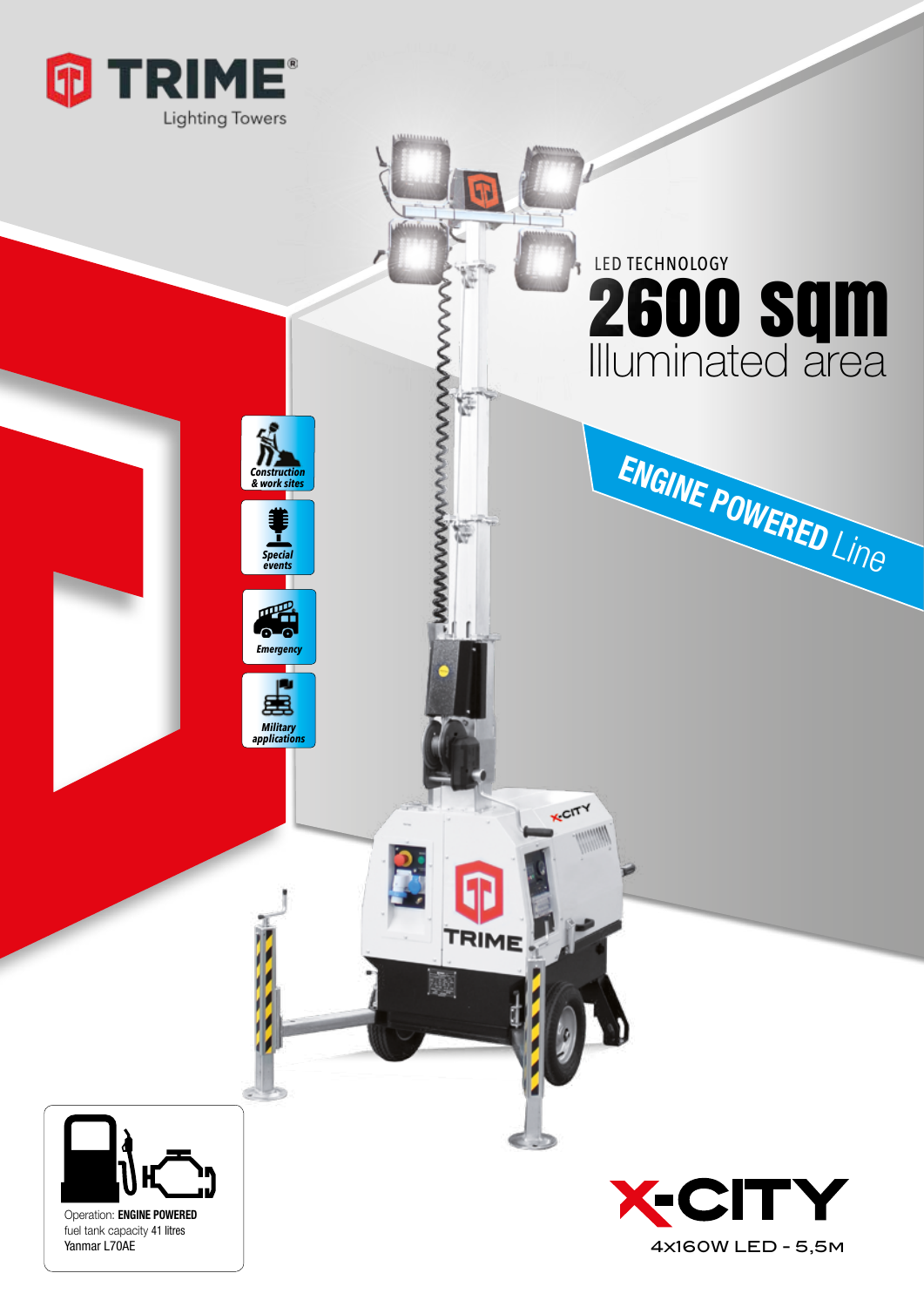# TRIME

Lighting Towers

LED TECHNOLOGY

# 2600 sqm

Illuminated area

**ENGINE POWERED** *Line*

- Construction & work sites
- Special events
- Emergency
- Military applications

Operation: **ENGINE POWERED**
fuel tank capacity 41 litres
Yanmar L70AE

# X-CITY

4X160W LED - 5,5M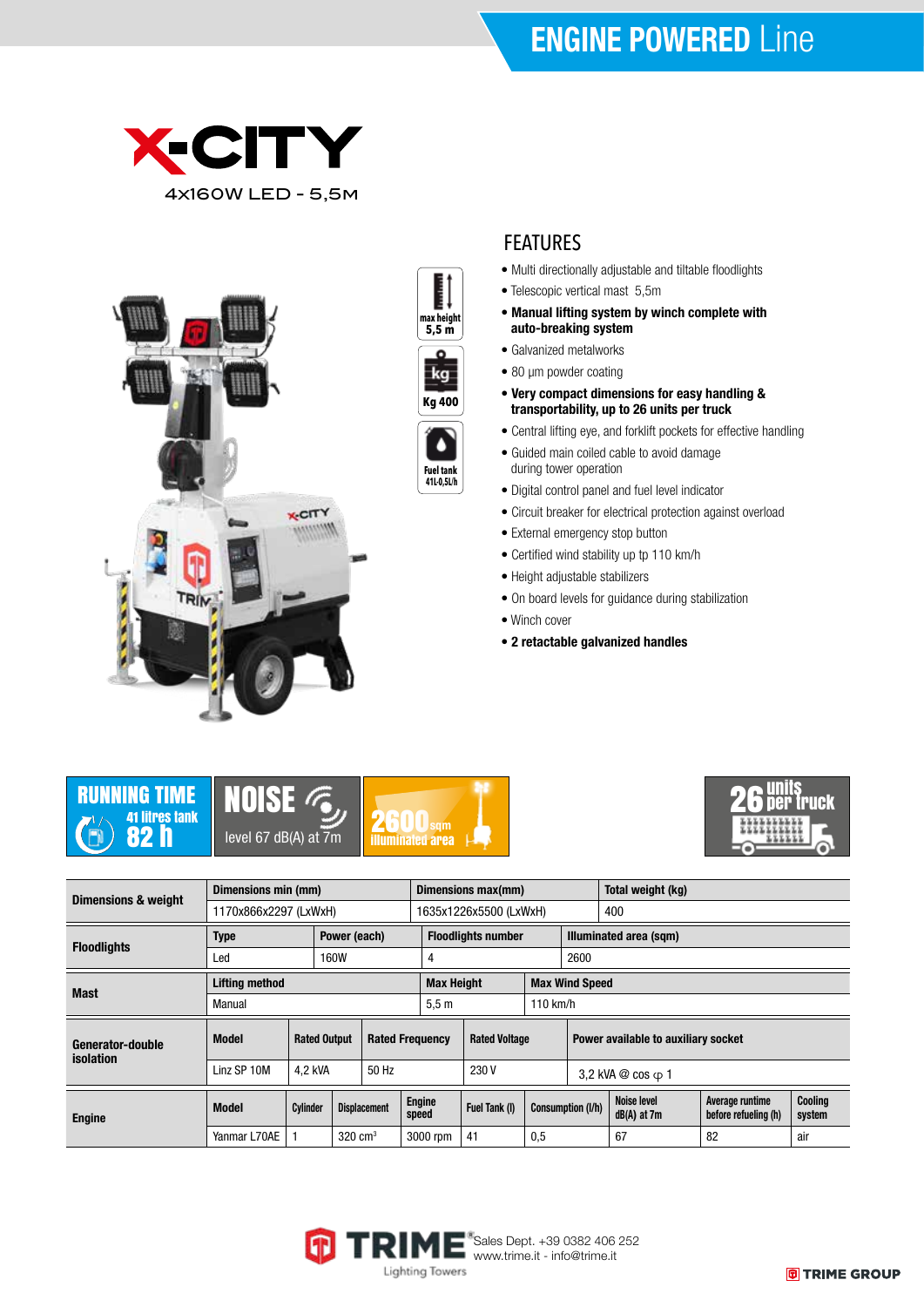# ENGINE POWERED Line

# X-CITY

4x160W LED - 5,5M

max height 5,5 m

Kg 400

Fuel tank 41L-0,5L/h

## FEATURES

- Multi directionally adjustable and tiltable floodlights
- Telescopic vertical mast 5,5m
- **Manual lifting system by winch complete with auto-breaking system**
- Galvanized metalworks
- 80 µm powder coating
- **Very compact dimensions for easy handling & transportability, up to 26 units per truck**
- Central lifting eye, and forklift pockets for effective handling
- Guided main coiled cable to avoid damage during tower operation
- Digital control panel and fuel level indicator
- Circuit breaker for electrical protection against overload
- External emergency stop button
- Certified wind stability up tp 110 km/h
- Height adjustable stabilizers
- On board levels for guidance during stabilization
- Winch cover
- **2 retactable galvanized handles**

**RUNNING TIME** 41 litres tank 82 h

**NOISE** level 67 dB(A) at 7m

**2600** sqm illuminated area

**26 units per truck**

| | | | | | | | | | |
|---|---|---|---|---|---|---|---|---|---|
| **Dimensions & weight** | **Dimensions min (mm)** | | | **Dimensions max(mm)** | | | **Total weight (kg)** | | |
| | 1170x866x2297 (LxWxH) | | | 1635x1226x5500 (LxWxH) | | | 400 | | |
| **Floodlights** | **Type** | | **Power (each)** | **Floodlights number** | | **Illuminated area (sqm)** | | | |
| | Led | | 160W | 4 | | 2600 | | | |
| **Mast** | **Lifting method** | | | **Max Height** | **Max Wind Speed** | | | | |
| | Manual | | | 5,5 m | 110 km/h | | | | |
| **Generator-double isolation** | **Model** | **Rated Output** | **Rated Frequency** | **Rated Voltage** | **Power available to auxiliary socket** | | | | |
| | Linz SP 10M | 4,2 kVA | 50 Hz | 230 V | 3,2 kVA @ cos φ 1 | | | | |
| **Engine** | **Model** | **Cylinder** | **Displacement** | **Engine speed** | **Fuel Tank (l)** | **Consumption (l/h)** | **Noise level dB(A) at 7m** | **Average runtime before refueling (h)** | **Cooling system** |
| | Yanmar L70AE | 1 | 320 cm³ | 3000 rpm | 41 | 0,5 | 67 | 82 | air |

TRIME® Lighting Towers
Sales Dept. +39 0382 406 252
www.trime.it - info@trime.it

TRIME GROUP